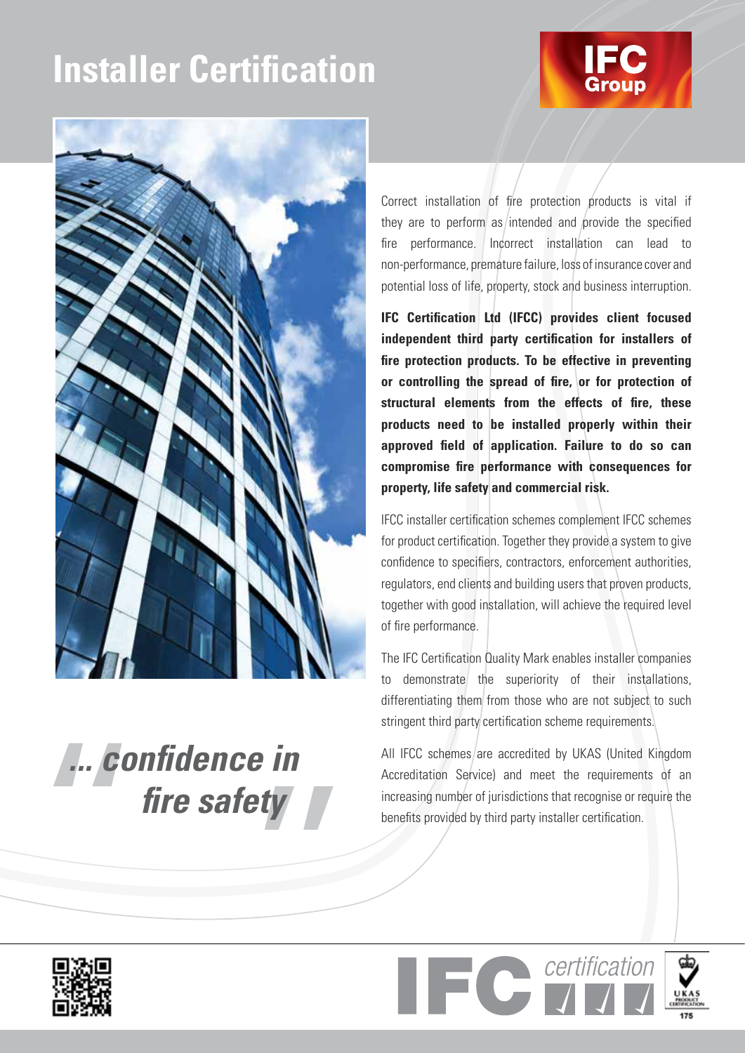# Installer Certification

IFC Group

*"... confidence in fire safety"*

Correct installation of fire protection products is vital if they are to perform as intended and provide the specified fire performance. Incorrect installation can lead to non-performance, premature failure, loss of insurance cover and potential loss of life, property, stock and business interruption.

**IFC Certification Ltd (IFCC) provides client focused independent third party certification for installers of fire protection products. To be effective in preventing or controlling the spread of fire, or for protection of structural elements from the effects of fire, these products need to be installed properly within their approved field of application. Failure to do so can compromise fire performance with consequences for property, life safety and commercial risk.**

IFCC installer certification schemes complement IFCC schemes for product certification. Together they provide a system to give confidence to specifiers, contractors, enforcement authorities, regulators, end clients and building users that proven products, together with good installation, will achieve the required level of fire performance.

The IFC Certification Quality Mark enables installer companies to demonstrate the superiority of their installations, differentiating them from those who are not subject to such stringent third party certification scheme requirements.

All IFCC schemes are accredited by UKAS (United Kingdom Accreditation Service) and meet the requirements of an increasing number of jurisdictions that recognise or require the benefits provided by third party installer certification.

IFC certification

UKAS PRODUCT CERTIFICATION 175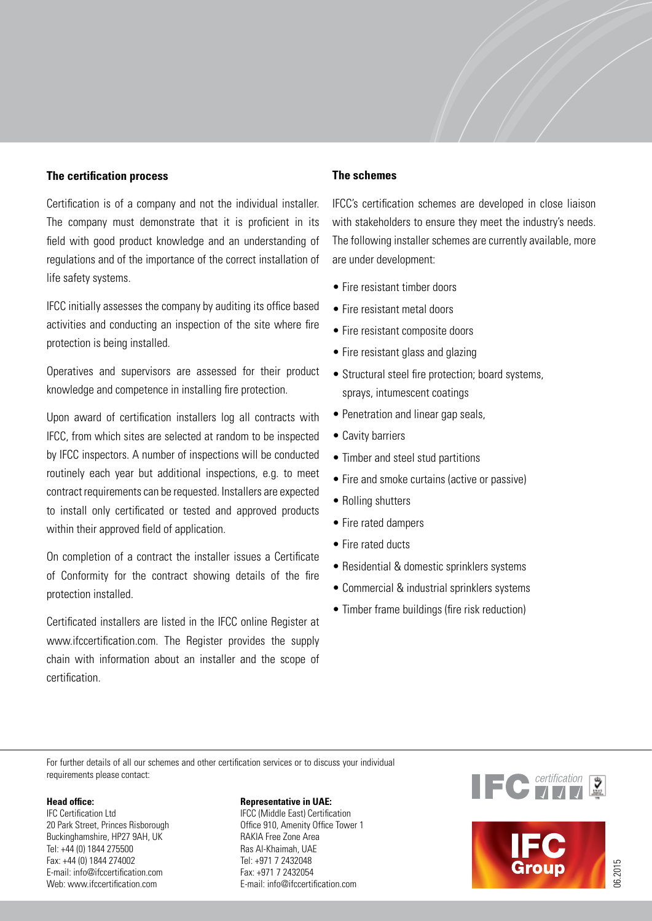## The certification process

Certification is of a company and not the individual installer. The company must demonstrate that it is proficient in its field with good product knowledge and an understanding of regulations and of the importance of the correct installation of life safety systems.

IFCC initially assesses the company by auditing its office based activities and conducting an inspection of the site where fire protection is being installed.

Operatives and supervisors are assessed for their product knowledge and competence in installing fire protection.

Upon award of certification installers log all contracts with IFCC, from which sites are selected at random to be inspected by IFCC inspectors. A number of inspections will be conducted routinely each year but additional inspections, e.g. to meet contract requirements can be requested. Installers are expected to install only certificated or tested and approved products within their approved field of application.

On completion of a contract the installer issues a Certificate of Conformity for the contract showing details of the fire protection installed.

Certificated installers are listed in the IFCC online Register at www.ifccertification.com. The Register provides the supply chain with information about an installer and the scope of certification.

## The schemes

IFCC's certification schemes are developed in close liaison with stakeholders to ensure they meet the industry's needs. The following installer schemes are currently available, more are under development:

- Fire resistant timber doors
- Fire resistant metal doors
- Fire resistant composite doors
- Fire resistant glass and glazing
- Structural steel fire protection; board systems, sprays, intumescent coatings
- Penetration and linear gap seals,
- Cavity barriers
- Timber and steel stud partitions
- Fire and smoke curtains (active or passive)
- Rolling shutters
- Fire rated dampers
- Fire rated ducts
- Residential & domestic sprinklers systems
- Commercial & industrial sprinklers systems
- Timber frame buildings (fire risk reduction)

For further details of all our schemes and other certification services or to discuss your individual requirements please contact:

**Head office:**
IFC Certification Ltd
20 Park Street, Princes Risborough
Buckinghamshire, HP27 9AH, UK
Tel: +44 (0) 1844 275500
Fax: +44 (0) 1844 274002
E-mail: info@ifccertification.com
Web: www.ifccertification.com

**Representative in UAE:**
IFCC (Middle East) Certification
Office 910, Amenity Office Tower 1
RAKIA Free Zone Area
Ras Al-Khaimah, UAE
Tel: +971 7 2432048
Fax: +971 7 2432054
E-mail: info@ifccertification.com

IFC certification

IFC Group

06.2015